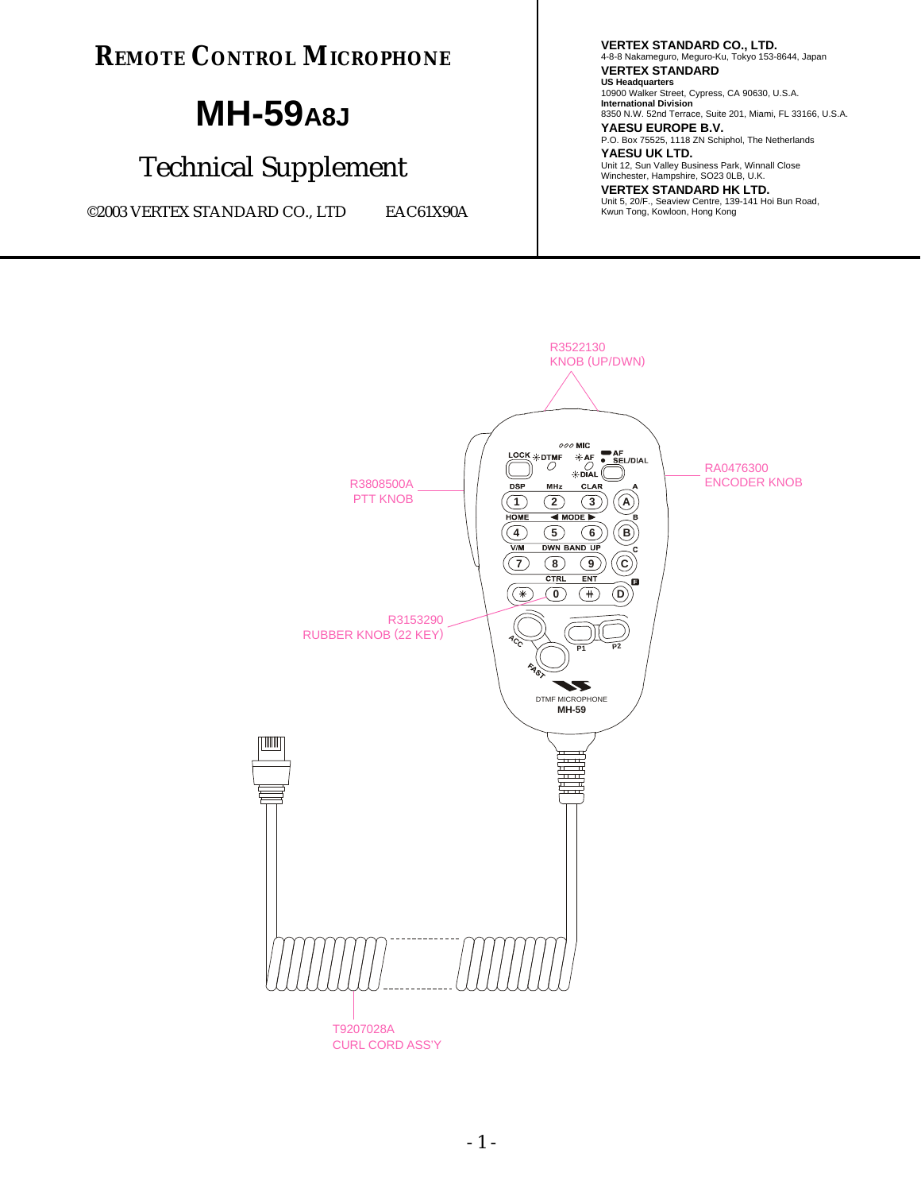# REMOTE CONTROL MICROPHONE

# MH-59A8J

## Technical Supplement

©2003 VERTEX STANDARD CO., LTD    EAC61X90A

**VERTEX STANDARD CO., LTD.**
4-8-8 Nakameguro, Meguro-Ku, Tokyo 153-8644, Japan

**VERTEX STANDARD**
**US Headquarters**
10900 Walker Street, Cypress, CA 90630, U.S.A.
**International Division**
8350 N.W. 52nd Terrace, Suite 201, Miami, FL 33166, U.S.A.

**YAESU EUROPE B.V.**
P.O. Box 75525, 1118 ZN Schiphol, The Netherlands

**YAESU UK LTD.**
Unit 12, Sun Valley Business Park, Winnall Close
Winchester, Hampshire, SO23 0LB, U.K.

**VERTEX STANDARD HK LTD.**
Unit 5, 20/F., Seaview Centre, 139-141 Hoi Bun Road,
Kwun Tong, Kowloon, Hong Kong

R3522130
KNOB (UP/DWN)

R3808500A
PTT KNOB

RA0476300
ENCODER KNOB

R3153290
RUBBER KNOB (22 KEY)

T9207028A
CURL CORD ASS'Y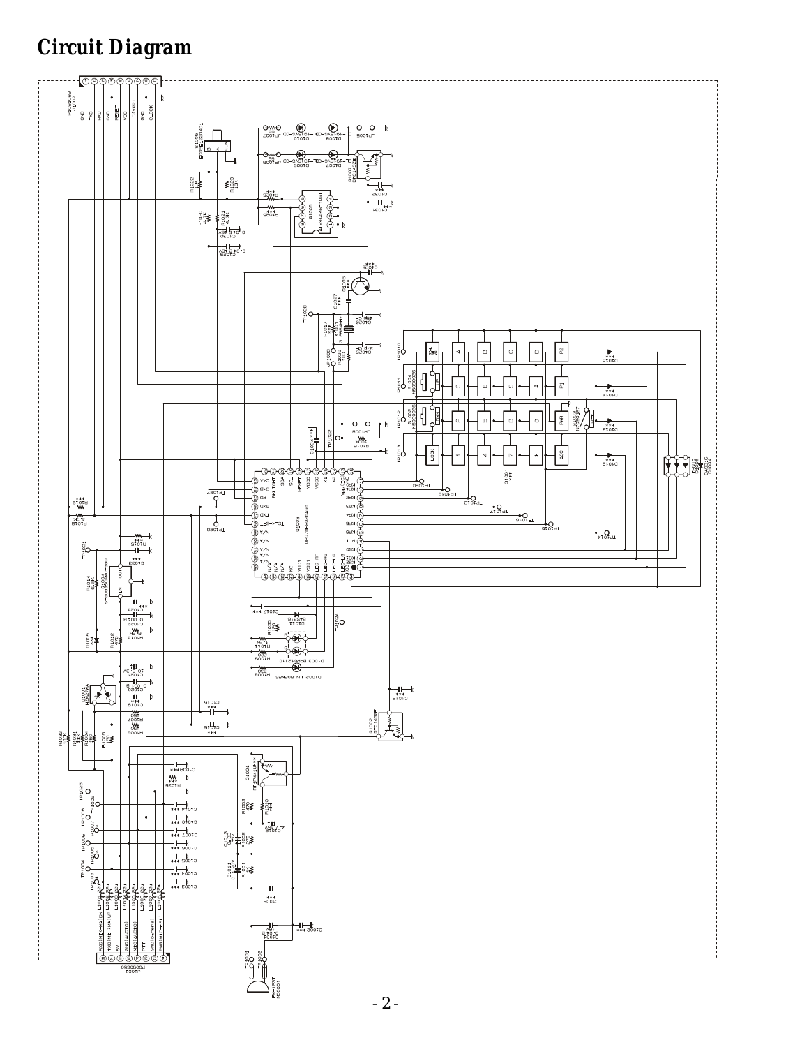# Circuit Diagram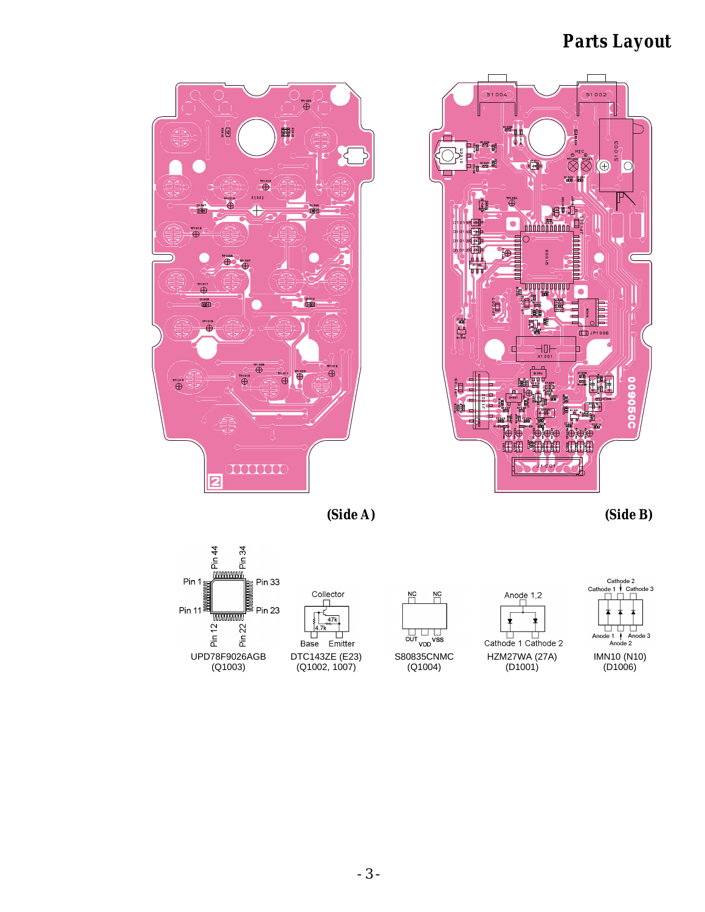# Parts Layout

(Side A)

(Side B)

UPD78F9026AGB
(Q1003)

DTC143ZE (E23)
(Q1002, 1007)

S80835CNMC
(Q1004)

HZM27WA (27A)
(D1001)

IMN10 (N10)
(D1006)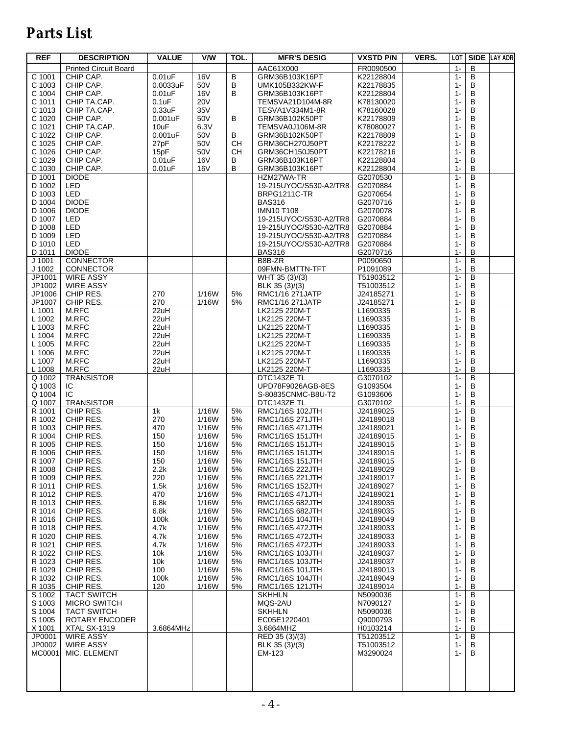# Parts List

| REF | DESCRIPTION | VALUE | V/W | TOL. | MFR'S DESIG | VXSTD P/N | VERS. | LOT | SIDE | LAY ADR |
|---|---|---|---|---|---|---|---|---|---|---|
| | Printed Circuit Board | | | | AAC61X000 | FR0090500 | | 1- | B | |
| C 1001 | CHIP CAP. | 0.01uF | 16V | B | GRM36B103K16PT | K22128804 | | 1- | B | |
| C 1003 | CHIP CAP. | 0.0033uF | 50V | B | UMK105B332KW-F | K22178835 | | 1- | B | |
| C 1004 | CHIP CAP. | 0.01uF | 16V | B | GRM36B103K16PT | K22128804 | | 1- | B | |
| C 1011 | CHIP TA.CAP. | 0.1uF | 20V | | TEMSVA21D104M-8R | K78130020 | | 1- | B | |
| C 1013 | CHIP TA.CAP. | 0.33uF | 35V | | TESVA1V334M1-8R | K78160028 | | 1- | B | |
| C 1020 | CHIP CAP. | 0.001uF | 50V | B | GRM36B102K50PT | K22178809 | | 1- | B | |
| C 1021 | CHIP TA.CAP. | 10uF | 6.3V | | TEMSVA0J106M-8R | K78080027 | | 1- | B | |
| C 1022 | CHIP CAP. | 0.001uF | 50V | B | GRM36B102K50PT | K22178809 | | 1- | B | |
| C 1025 | CHIP CAP. | 27pF | 50V | CH | GRM36CH270J50PT | K22178222 | | 1- | B | |
| C 1026 | CHIP CAP. | 15pF | 50V | CH | GRM36CH150J50PT | K22178216 | | 1- | B | |
| C 1029 | CHIP CAP. | 0.01uF | 16V | B | GRM36B103K16PT | K22128804 | | 1- | B | |
| C 1030 | CHIP CAP. | 0.01uF | 16V | B | GRM36B103K16PT | K22128804 | | 1- | B | |
| D 1001 | DIODE | | | | HZM27WA-TR | G2070530 | | 1- | B | |
| D 1002 | LED | | | | 19-215UYOC/S530-A2/TR8 | G2070884 | | 1- | B | |
| D 1003 | LED | | | | BRPG1211C-TR | G2070654 | | 1- | B | |
| D 1004 | DIODE | | | | BAS316 | G2070716 | | 1- | B | |
| D 1006 | DIODE | | | | IMN10 T108 | G2070078 | | 1- | B | |
| D 1007 | LED | | | | 19-215UYOC/S530-A2/TR8 | G2070884 | | 1- | B | |
| D 1008 | LED | | | | 19-215UYOC/S530-A2/TR8 | G2070884 | | 1- | B | |
| D 1009 | LED | | | | 19-215UYOC/S530-A2/TR8 | G2070884 | | 1- | B | |
| D 1010 | LED | | | | 19-215UYOC/S530-A2/TR8 | G2070884 | | 1- | B | |
| D 1011 | DIODE | | | | BAS316 | G2070716 | | 1- | B | |
| J 1001 | CONNECTOR | | | | B8B-ZR | P0090650 | | 1- | B | |
| J 1002 | CONNECTOR | | | | 09FMN-BMTTN-TFT | P1091089 | | 1- | B | |
| JP1001 | WIRE ASSY | | | | WHT 35 (3)/(3) | T51903512 | | 1- | B | |
| JP1002 | WIRE ASSY | | | | BLK 35 (3)/(3) | T51003512 | | 1- | B | |
| JP1006 | CHIP RES. | 270 | 1/16W | 5% | RMC1/16 271JATP | J24185271 | | 1- | B | |
| JP1007 | CHIP RES. | 270 | 1/16W | 5% | RMC1/16 271JATP | J24185271 | | 1- | B | |
| L 1001 | M.RFC | 22uH | | | LK2125 220M-T | L1690335 | | 1- | B | |
| L 1002 | M.RFC | 22uH | | | LK2125 220M-T | L1690335 | | 1- | B | |
| L 1003 | M.RFC | 22uH | | | LK2125 220M-T | L1690335 | | 1- | B | |
| L 1004 | M.RFC | 22uH | | | LK2125 220M-T | L1690335 | | 1- | B | |
| L 1005 | M.RFC | 22uH | | | LK2125 220M-T | L1690335 | | 1- | B | |
| L 1006 | M.RFC | 22uH | | | LK2125 220M-T | L1690335 | | 1- | B | |
| L 1007 | M.RFC | 22uH | | | LK2125 220M-T | L1690335 | | 1- | B | |
| L 1008 | M.RFC | 22uH | | | LK2125 220M-T | L1690335 | | 1- | B | |
| Q 1002 | TRANSISTOR | | | | DTC143ZE TL | G3070102 | | 1- | B | |
| Q 1003 | IC | | | | UPD78F9026AGB-8ES | G1093504 | | 1- | B | |
| Q 1004 | IC | | | | S-80835CNMC-B8U-T2 | G1093606 | | 1- | B | |
| Q 1007 | TRANSISTOR | | | | DTC143ZE TL | G3070102 | | 1- | B | |
| R 1001 | CHIP RES. | 1k | 1/16W | 5% | RMC1/16S 102JTH | J24189025 | | 1- | B | |
| R 1002 | CHIP RES. | 270 | 1/16W | 5% | RMC1/16S 271JTH | J24189018 | | 1- | B | |
| R 1003 | CHIP RES. | 470 | 1/16W | 5% | RMC1/16S 471JTH | J24189021 | | 1- | B | |
| R 1004 | CHIP RES. | 150 | 1/16W | 5% | RMC1/16S 151JTH | J24189015 | | 1- | B | |
| R 1005 | CHIP RES. | 150 | 1/16W | 5% | RMC1/16S 151JTH | J24189015 | | 1- | B | |
| R 1006 | CHIP RES. | 150 | 1/16W | 5% | RMC1/16S 151JTH | J24189015 | | 1- | B | |
| R 1007 | CHIP RES. | 150 | 1/16W | 5% | RMC1/16S 151JTH | J24189015 | | 1- | B | |
| R 1008 | CHIP RES. | 2.2k | 1/16W | 5% | RMC1/16S 222JTH | J24189029 | | 1- | B | |
| R 1009 | CHIP RES. | 220 | 1/16W | 5% | RMC1/16S 221JTH | J24189017 | | 1- | B | |
| R 1011 | CHIP RES. | 1.5k | 1/16W | 5% | RMC1/16S 152JTH | J24189027 | | 1- | B | |
| R 1012 | CHIP RES. | 470 | 1/16W | 5% | RMC1/16S 471JTH | J24189021 | | 1- | B | |
| R 1013 | CHIP RES. | 6.8k | 1/16W | 5% | RMC1/16S 682JTH | J24189035 | | 1- | B | |
| R 1014 | CHIP RES. | 6.8k | 1/16W | 5% | RMC1/16S 682JTH | J24189035 | | 1- | B | |
| R 1016 | CHIP RES. | 100k | 1/16W | 5% | RMC1/16S 104JTH | J24189049 | | 1- | B | |
| R 1018 | CHIP RES. | 4.7k | 1/16W | 5% | RMC1/16S 472JTH | J24189033 | | 1- | B | |
| R 1020 | CHIP RES. | 4.7k | 1/16W | 5% | RMC1/16S 472JTH | J24189033 | | 1- | B | |
| R 1021 | CHIP RES. | 4.7k | 1/16W | 5% | RMC1/16S 472JTH | J24189033 | | 1- | B | |
| R 1022 | CHIP RES. | 10k | 1/16W | 5% | RMC1/16S 103JTH | J24189037 | | 1- | B | |
| R 1023 | CHIP RES. | 10k | 1/16W | 5% | RMC1/16S 103JTH | J24189037 | | 1- | B | |
| R 1029 | CHIP RES. | 100 | 1/16W | 5% | RMC1/16S 101JTH | J24189013 | | 1- | B | |
| R 1032 | CHIP RES. | 100k | 1/16W | 5% | RMC1/16S 104JTH | J24189049 | | 1- | B | |
| R 1035 | CHIP RES. | 120 | 1/16W | 5% | RMC1/16S 121JTH | J24189014 | | 1- | B | |
| S 1002 | TACT SWITCH | | | | SKHHLN | N5090036 | | 1- | B | |
| S 1003 | MICRO SWITCH | | | | MQS-2AU | N7090127 | | 1- | B | |
| S 1004 | TACT SWITCH | | | | SKHHLN | N5090036 | | 1- | B | |
| S 1005 | ROTARY ENCODER | | | | EC05E1220401 | Q9000793 | | 1- | B | |
| X 1001 | XTAL SX-1319 | 3.6864MHz | | | 3.6864MHZ | H0103214 | | 1- | B | |
| JP0001 | WIRE ASSY | | | | RED 35 (3)/(3) | T51203512 | | 1- | B | |
| JP0002 | WIRE ASSY | | | | BLK 35 (3)/(3) | T51003512 | | 1- | B | |
| MC0001 | MIC. ELEMENT | | | | EM-123 | M3290024 | | 1- | B | |